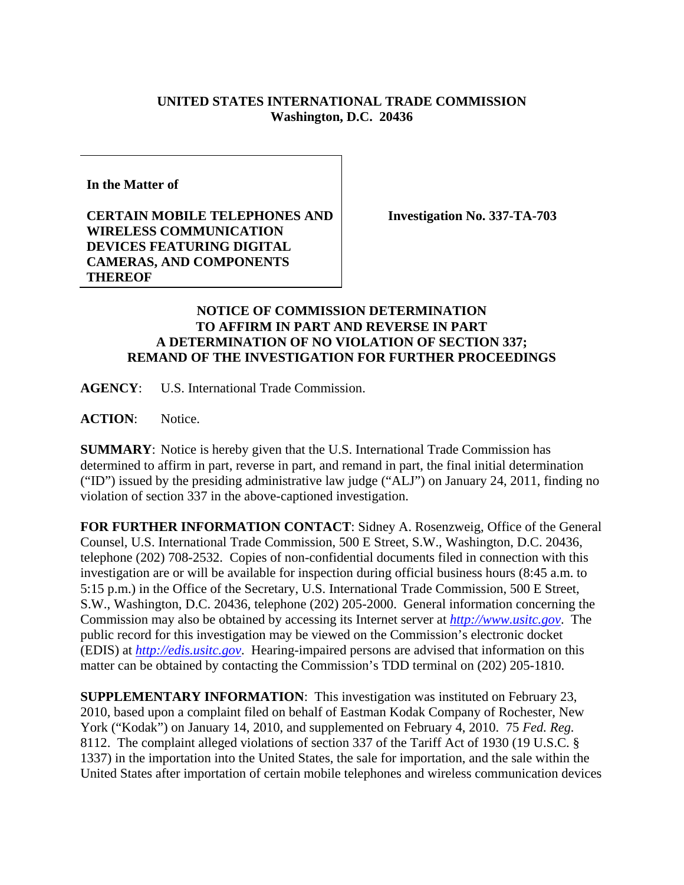**UNITED STATES INTERNATIONAL TRADE COMMISSION**
**Washington, D.C. 20436**

| In the Matter of<br><br>**CERTAIN MOBILE TELEPHONES AND WIRELESS COMMUNICATION DEVICES FEATURING DIGITAL CAMERAS, AND COMPONENTS THEREOF** | **Investigation No. 337-TA-703** |
|---|---|

**NOTICE OF COMMISSION DETERMINATION TO AFFIRM IN PART AND REVERSE IN PART A DETERMINATION OF NO VIOLATION OF SECTION 337; REMAND OF THE INVESTIGATION FOR FURTHER PROCEEDINGS**

**AGENCY**: U.S. International Trade Commission.

**ACTION**: Notice.

**SUMMARY**: Notice is hereby given that the U.S. International Trade Commission has determined to affirm in part, reverse in part, and remand in part, the final initial determination ("ID") issued by the presiding administrative law judge ("ALJ") on January 24, 2011, finding no violation of section 337 in the above-captioned investigation.

**FOR FURTHER INFORMATION CONTACT**: Sidney A. Rosenzweig, Office of the General Counsel, U.S. International Trade Commission, 500 E Street, S.W., Washington, D.C. 20436, telephone (202) 708-2532. Copies of non-confidential documents filed in connection with this investigation are or will be available for inspection during official business hours (8:45 a.m. to 5:15 p.m.) in the Office of the Secretary, U.S. International Trade Commission, 500 E Street, S.W., Washington, D.C. 20436, telephone (202) 205-2000. General information concerning the Commission may also be obtained by accessing its Internet server at *http://www.usitc.gov*. The public record for this investigation may be viewed on the Commission's electronic docket (EDIS) at *http://edis.usitc.gov*. Hearing-impaired persons are advised that information on this matter can be obtained by contacting the Commission's TDD terminal on (202) 205-1810.

**SUPPLEMENTARY INFORMATION**: This investigation was instituted on February 23, 2010, based upon a complaint filed on behalf of Eastman Kodak Company of Rochester, New York ("Kodak") on January 14, 2010, and supplemented on February 4, 2010. 75 *Fed. Reg.* 8112. The complaint alleged violations of section 337 of the Tariff Act of 1930 (19 U.S.C. § 1337) in the importation into the United States, the sale for importation, and the sale within the United States after importation of certain mobile telephones and wireless communication devices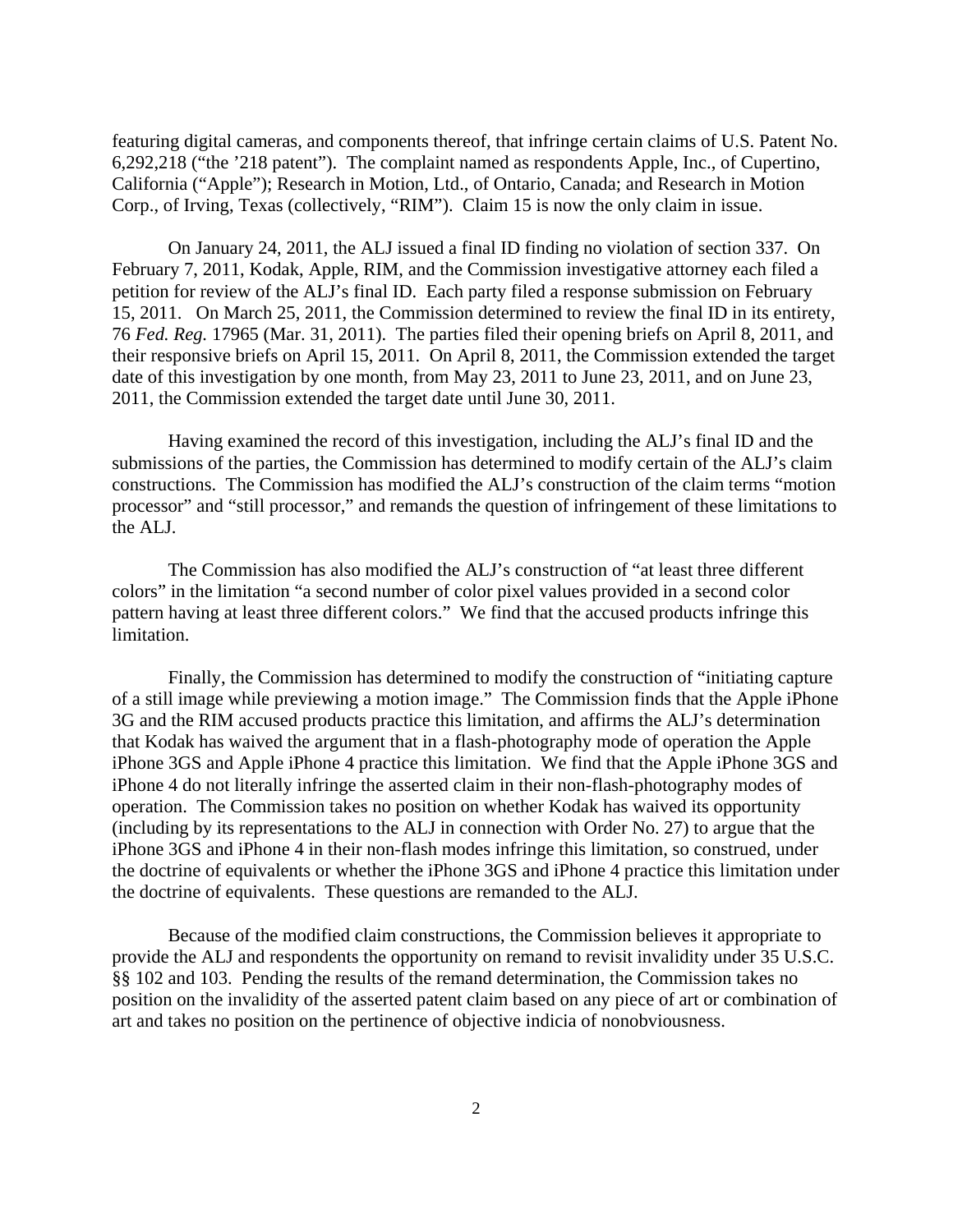featuring digital cameras, and components thereof, that infringe certain claims of U.S. Patent No. 6,292,218 ("the '218 patent"). The complaint named as respondents Apple, Inc., of Cupertino, California ("Apple"); Research in Motion, Ltd., of Ontario, Canada; and Research in Motion Corp., of Irving, Texas (collectively, "RIM"). Claim 15 is now the only claim in issue.

On January 24, 2011, the ALJ issued a final ID finding no violation of section 337. On February 7, 2011, Kodak, Apple, RIM, and the Commission investigative attorney each filed a petition for review of the ALJ's final ID. Each party filed a response submission on February 15, 2011. On March 25, 2011, the Commission determined to review the final ID in its entirety, 76 *Fed. Reg.* 17965 (Mar. 31, 2011). The parties filed their opening briefs on April 8, 2011, and their responsive briefs on April 15, 2011. On April 8, 2011, the Commission extended the target date of this investigation by one month, from May 23, 2011 to June 23, 2011, and on June 23, 2011, the Commission extended the target date until June 30, 2011.

Having examined the record of this investigation, including the ALJ's final ID and the submissions of the parties, the Commission has determined to modify certain of the ALJ's claim constructions. The Commission has modified the ALJ's construction of the claim terms "motion processor" and "still processor," and remands the question of infringement of these limitations to the ALJ.

The Commission has also modified the ALJ's construction of "at least three different colors" in the limitation "a second number of color pixel values provided in a second color pattern having at least three different colors." We find that the accused products infringe this limitation.

Finally, the Commission has determined to modify the construction of "initiating capture of a still image while previewing a motion image." The Commission finds that the Apple iPhone 3G and the RIM accused products practice this limitation, and affirms the ALJ's determination that Kodak has waived the argument that in a flash-photography mode of operation the Apple iPhone 3GS and Apple iPhone 4 practice this limitation. We find that the Apple iPhone 3GS and iPhone 4 do not literally infringe the asserted claim in their non-flash-photography modes of operation. The Commission takes no position on whether Kodak has waived its opportunity (including by its representations to the ALJ in connection with Order No. 27) to argue that the iPhone 3GS and iPhone 4 in their non-flash modes infringe this limitation, so construed, under the doctrine of equivalents or whether the iPhone 3GS and iPhone 4 practice this limitation under the doctrine of equivalents. These questions are remanded to the ALJ.

Because of the modified claim constructions, the Commission believes it appropriate to provide the ALJ and respondents the opportunity on remand to revisit invalidity under 35 U.S.C. §§ 102 and 103. Pending the results of the remand determination, the Commission takes no position on the invalidity of the asserted patent claim based on any piece of art or combination of art and takes no position on the pertinence of objective indicia of nonobviousness.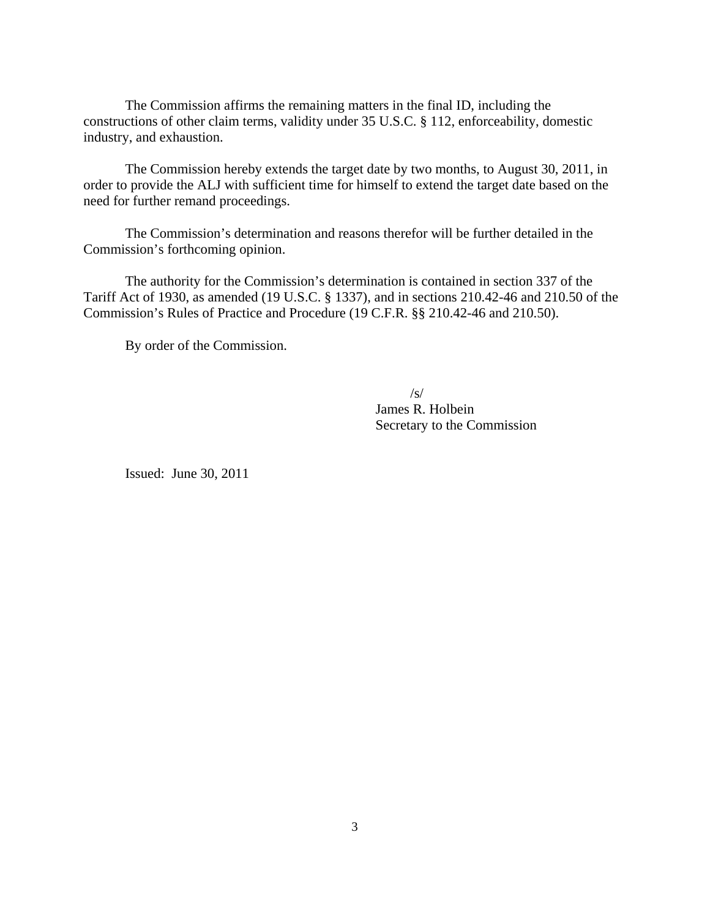The Commission affirms the remaining matters in the final ID, including the constructions of other claim terms, validity under 35 U.S.C. § 112, enforceability, domestic industry, and exhaustion.

The Commission hereby extends the target date by two months, to August 30, 2011, in order to provide the ALJ with sufficient time for himself to extend the target date based on the need for further remand proceedings.

The Commission's determination and reasons therefor will be further detailed in the Commission's forthcoming opinion.

The authority for the Commission's determination is contained in section 337 of the Tariff Act of 1930, as amended (19 U.S.C. § 1337), and in sections 210.42-46 and 210.50 of the Commission's Rules of Practice and Procedure (19 C.F.R. §§ 210.42-46 and 210.50).

By order of the Commission.

/s/
James R. Holbein
Secretary to the Commission

Issued: June 30, 2011